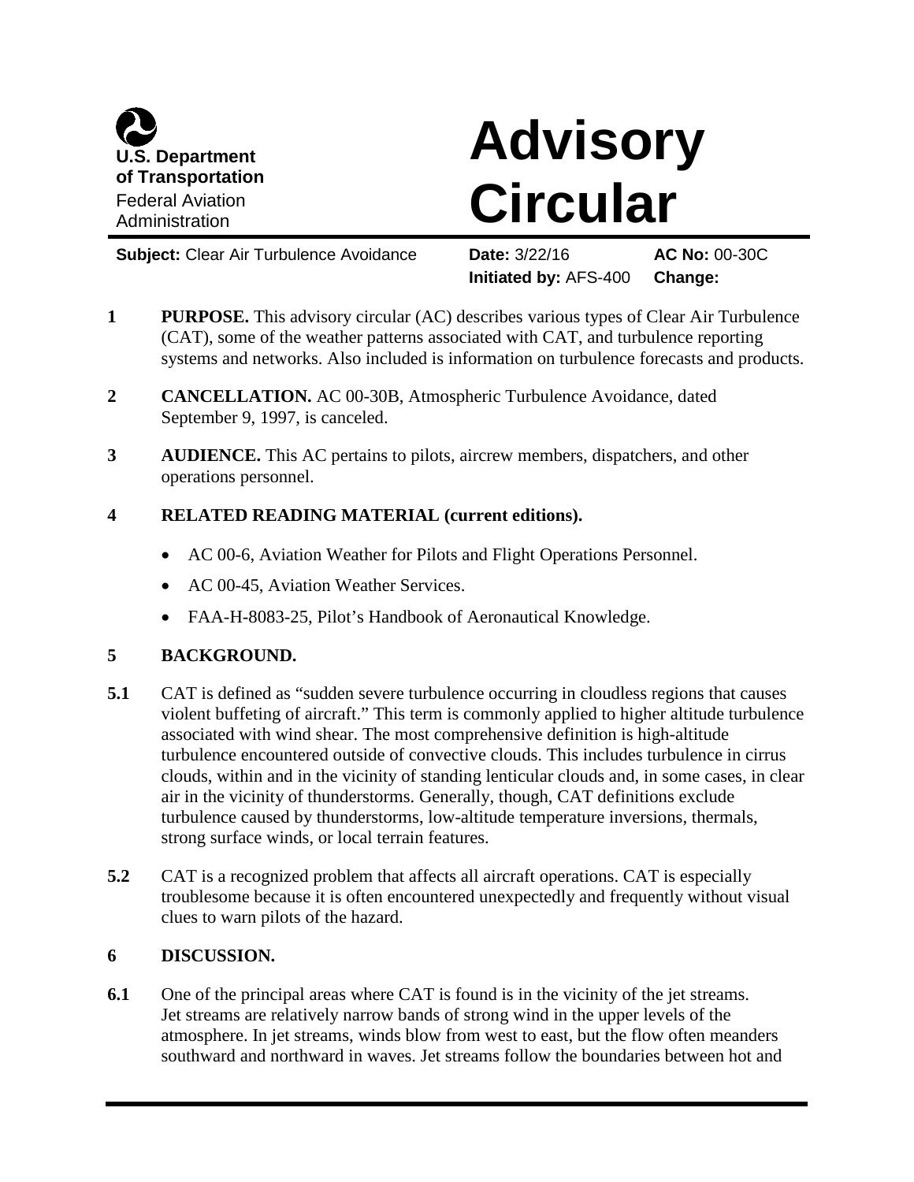U.S. Department of Transportation
Federal Aviation Administration

# Advisory Circular

**Subject:** Clear Air Turbulence Avoidance **Date:** 3/22/16 **AC No:** 00-30C
**Initiated by:** AFS-400 **Change:**

**1 PURPOSE.** This advisory circular (AC) describes various types of Clear Air Turbulence (CAT), some of the weather patterns associated with CAT, and turbulence reporting systems and networks. Also included is information on turbulence forecasts and products.

**2 CANCELLATION.** AC 00-30B, Atmospheric Turbulence Avoidance, dated September 9, 1997, is canceled.

**3 AUDIENCE.** This AC pertains to pilots, aircrew members, dispatchers, and other operations personnel.

**4 RELATED READING MATERIAL (current editions).**

- AC 00-6, Aviation Weather for Pilots and Flight Operations Personnel.
- AC 00-45, Aviation Weather Services.
- FAA-H-8083-25, Pilot's Handbook of Aeronautical Knowledge.

**5 BACKGROUND.**

**5.1** CAT is defined as "sudden severe turbulence occurring in cloudless regions that causes violent buffeting of aircraft." This term is commonly applied to higher altitude turbulence associated with wind shear. The most comprehensive definition is high-altitude turbulence encountered outside of convective clouds. This includes turbulence in cirrus clouds, within and in the vicinity of standing lenticular clouds and, in some cases, in clear air in the vicinity of thunderstorms. Generally, though, CAT definitions exclude turbulence caused by thunderstorms, low-altitude temperature inversions, thermals, strong surface winds, or local terrain features.

**5.2** CAT is a recognized problem that affects all aircraft operations. CAT is especially troublesome because it is often encountered unexpectedly and frequently without visual clues to warn pilots of the hazard.

**6 DISCUSSION.**

**6.1** One of the principal areas where CAT is found is in the vicinity of the jet streams. Jet streams are relatively narrow bands of strong wind in the upper levels of the atmosphere. In jet streams, winds blow from west to east, but the flow often meanders southward and northward in waves. Jet streams follow the boundaries between hot and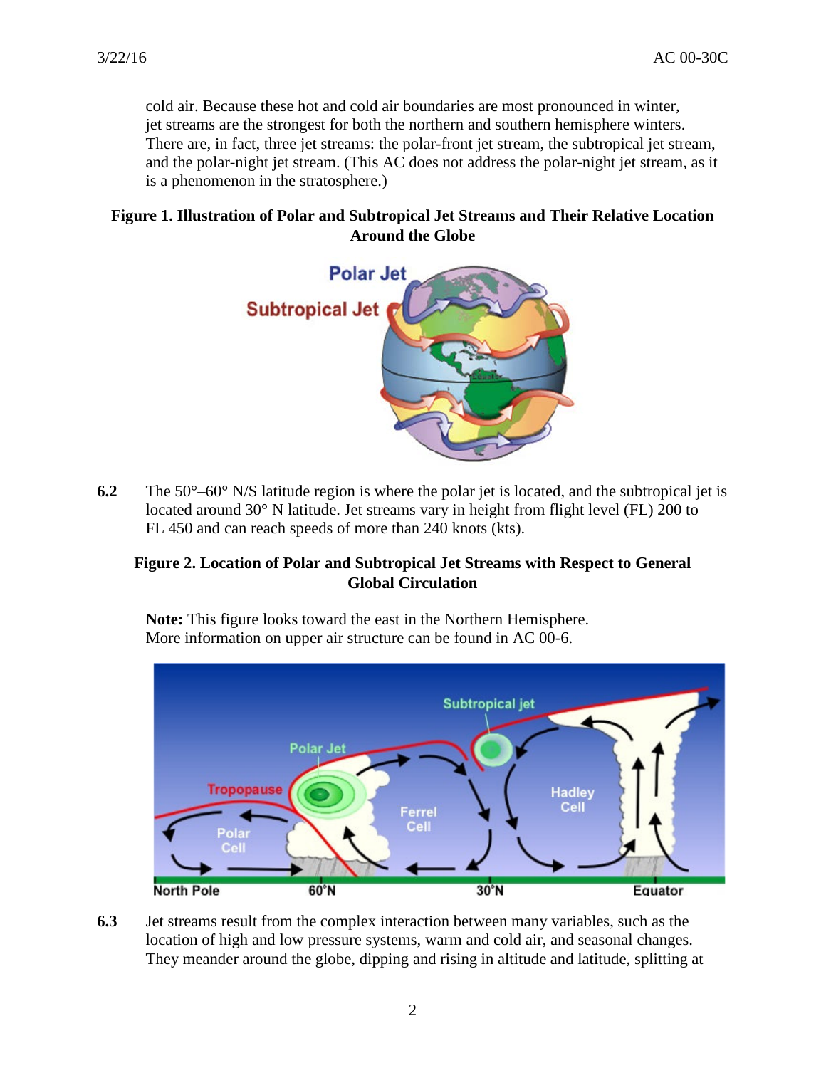cold air. Because these hot and cold air boundaries are most pronounced in winter, jet streams are the strongest for both the northern and southern hemisphere winters. There are, in fact, three jet streams: the polar-front jet stream, the subtropical jet stream, and the polar-night jet stream. (This AC does not address the polar-night jet stream, as it is a phenomenon in the stratosphere.)

**Figure 1. Illustration of Polar and Subtropical Jet Streams and Their Relative Location Around the Globe**

**6.2** The 50°–60° N/S latitude region is where the polar jet is located, and the subtropical jet is located around 30° N latitude. Jet streams vary in height from flight level (FL) 200 to FL 450 and can reach speeds of more than 240 knots (kts).

**Figure 2. Location of Polar and Subtropical Jet Streams with Respect to General Global Circulation**

**Note:** This figure looks toward the east in the Northern Hemisphere. More information on upper air structure can be found in AC 00-6.

**6.3** Jet streams result from the complex interaction between many variables, such as the location of high and low pressure systems, warm and cold air, and seasonal changes. They meander around the globe, dipping and rising in altitude and latitude, splitting at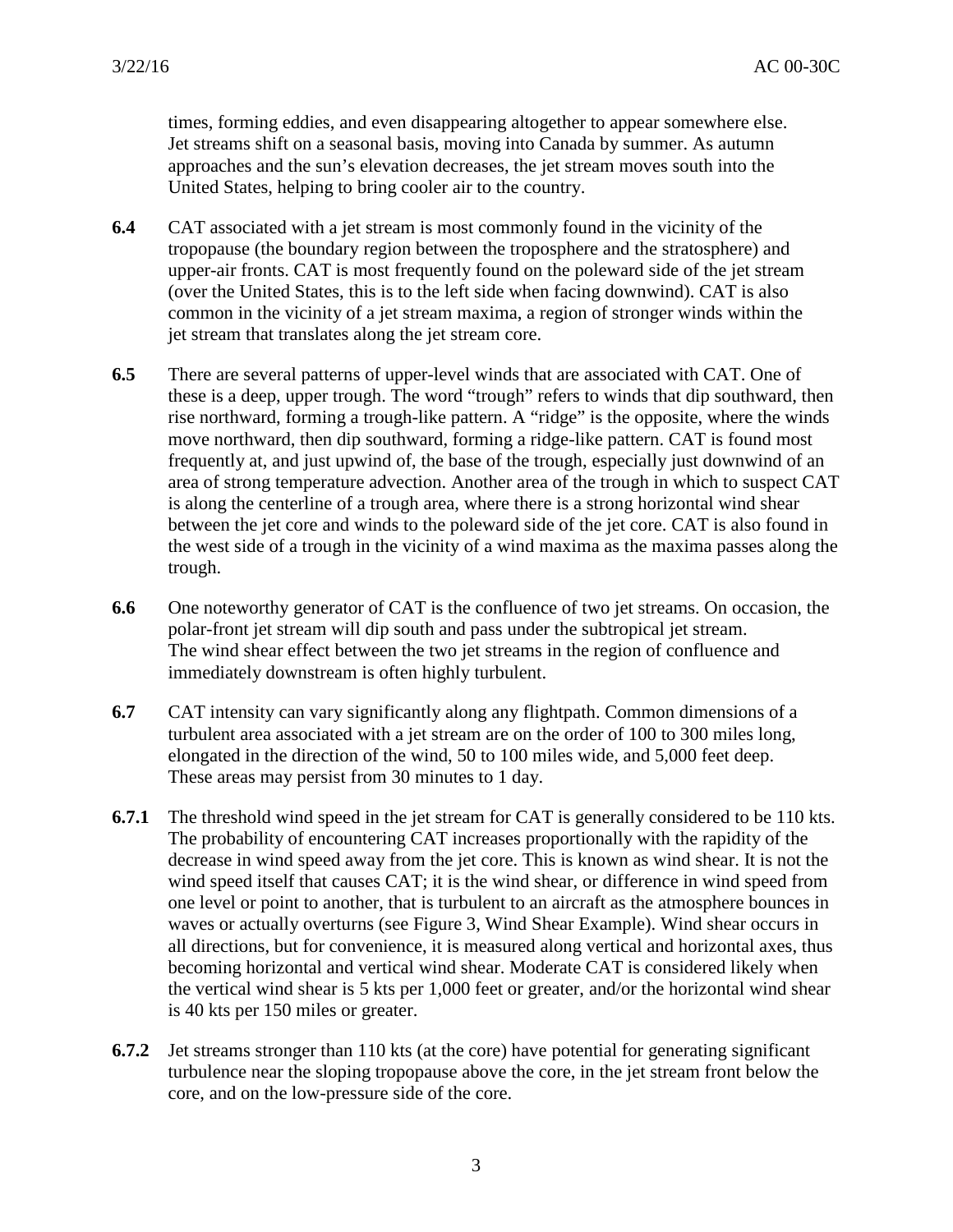times, forming eddies, and even disappearing altogether to appear somewhere else. Jet streams shift on a seasonal basis, moving into Canada by summer. As autumn approaches and the sun's elevation decreases, the jet stream moves south into the United States, helping to bring cooler air to the country.

**6.4** CAT associated with a jet stream is most commonly found in the vicinity of the tropopause (the boundary region between the troposphere and the stratosphere) and upper-air fronts. CAT is most frequently found on the poleward side of the jet stream (over the United States, this is to the left side when facing downwind). CAT is also common in the vicinity of a jet stream maxima, a region of stronger winds within the jet stream that translates along the jet stream core.

**6.5** There are several patterns of upper-level winds that are associated with CAT. One of these is a deep, upper trough. The word "trough" refers to winds that dip southward, then rise northward, forming a trough-like pattern. A "ridge" is the opposite, where the winds move northward, then dip southward, forming a ridge-like pattern. CAT is found most frequently at, and just upwind of, the base of the trough, especially just downwind of an area of strong temperature advection. Another area of the trough in which to suspect CAT is along the centerline of a trough area, where there is a strong horizontal wind shear between the jet core and winds to the poleward side of the jet core. CAT is also found in the west side of a trough in the vicinity of a wind maxima as the maxima passes along the trough.

**6.6** One noteworthy generator of CAT is the confluence of two jet streams. On occasion, the polar-front jet stream will dip south and pass under the subtropical jet stream. The wind shear effect between the two jet streams in the region of confluence and immediately downstream is often highly turbulent.

**6.7** CAT intensity can vary significantly along any flightpath. Common dimensions of a turbulent area associated with a jet stream are on the order of 100 to 300 miles long, elongated in the direction of the wind, 50 to 100 miles wide, and 5,000 feet deep. These areas may persist from 30 minutes to 1 day.

**6.7.1** The threshold wind speed in the jet stream for CAT is generally considered to be 110 kts. The probability of encountering CAT increases proportionally with the rapidity of the decrease in wind speed away from the jet core. This is known as wind shear. It is not the wind speed itself that causes CAT; it is the wind shear, or difference in wind speed from one level or point to another, that is turbulent to an aircraft as the atmosphere bounces in waves or actually overturns (see Figure 3, Wind Shear Example). Wind shear occurs in all directions, but for convenience, it is measured along vertical and horizontal axes, thus becoming horizontal and vertical wind shear. Moderate CAT is considered likely when the vertical wind shear is 5 kts per 1,000 feet or greater, and/or the horizontal wind shear is 40 kts per 150 miles or greater.

**6.7.2** Jet streams stronger than 110 kts (at the core) have potential for generating significant turbulence near the sloping tropopause above the core, in the jet stream front below the core, and on the low-pressure side of the core.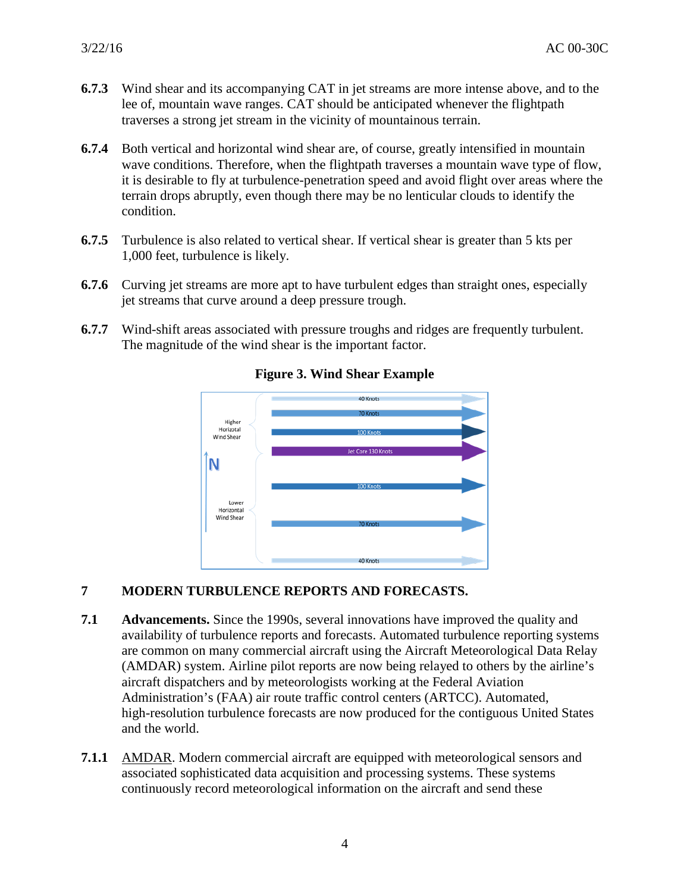**6.7.3** Wind shear and its accompanying CAT in jet streams are more intense above, and to the lee of, mountain wave ranges. CAT should be anticipated whenever the flightpath traverses a strong jet stream in the vicinity of mountainous terrain.

**6.7.4** Both vertical and horizontal wind shear are, of course, greatly intensified in mountain wave conditions. Therefore, when the flightpath traverses a mountain wave type of flow, it is desirable to fly at turbulence-penetration speed and avoid flight over areas where the terrain drops abruptly, even though there may be no lenticular clouds to identify the condition.

**6.7.5** Turbulence is also related to vertical shear. If vertical shear is greater than 5 kts per 1,000 feet, turbulence is likely.

**6.7.6** Curving jet streams are more apt to have turbulent edges than straight ones, especially jet streams that curve around a deep pressure trough.

**6.7.7** Wind-shift areas associated with pressure troughs and ridges are frequently turbulent. The magnitude of the wind shear is the important factor.

**Figure 3. Wind Shear Example**

## 7 MODERN TURBULENCE REPORTS AND FORECASTS.

**7.1** **Advancements.** Since the 1990s, several innovations have improved the quality and availability of turbulence reports and forecasts. Automated turbulence reporting systems are common on many commercial aircraft using the Aircraft Meteorological Data Relay (AMDAR) system. Airline pilot reports are now being relayed to others by the airline's aircraft dispatchers and by meteorologists working at the Federal Aviation Administration's (FAA) air route traffic control centers (ARTCC). Automated, high-resolution turbulence forecasts are now produced for the contiguous United States and the world.

**7.1.1** AMDAR. Modern commercial aircraft are equipped with meteorological sensors and associated sophisticated data acquisition and processing systems. These systems continuously record meteorological information on the aircraft and send these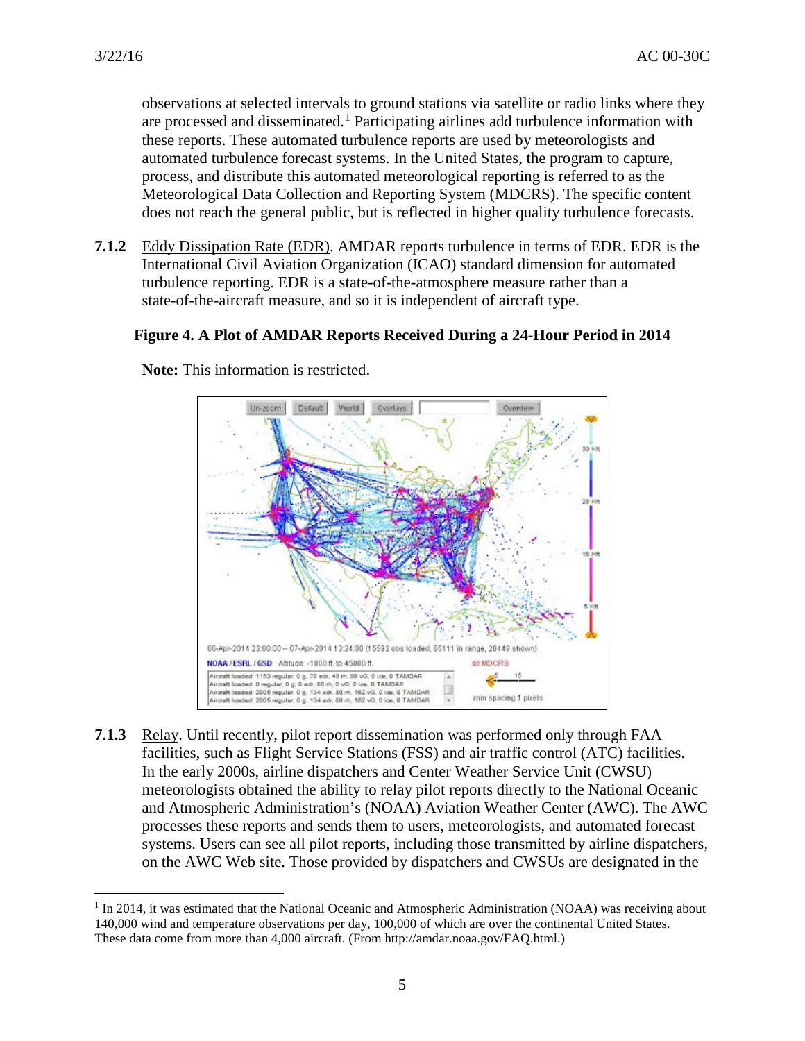observations at selected intervals to ground stations via satellite or radio links where they are processed and disseminated.[1] Participating airlines add turbulence information with these reports. These automated turbulence reports are used by meteorologists and automated turbulence forecast systems. In the United States, the program to capture, process, and distribute this automated meteorological reporting is referred to as the Meteorological Data Collection and Reporting System (MDCRS). The specific content does not reach the general public, but is reflected in higher quality turbulence forecasts.

**7.1.2** Eddy Dissipation Rate (EDR). AMDAR reports turbulence in terms of EDR. EDR is the International Civil Aviation Organization (ICAO) standard dimension for automated turbulence reporting. EDR is a state-of-the-atmosphere measure rather than a state-of-the-aircraft measure, and so it is independent of aircraft type.

**Figure 4. A Plot of AMDAR Reports Received During a 24-Hour Period in 2014**

**Note:** This information is restricted.

**7.1.3** Relay. Until recently, pilot report dissemination was performed only through FAA facilities, such as Flight Service Stations (FSS) and air traffic control (ATC) facilities. In the early 2000s, airline dispatchers and Center Weather Service Unit (CWSU) meteorologists obtained the ability to relay pilot reports directly to the National Oceanic and Atmospheric Administration's (NOAA) Aviation Weather Center (AWC). The AWC processes these reports and sends them to users, meteorologists, and automated forecast systems. Users can see all pilot reports, including those transmitted by airline dispatchers, on the AWC Web site. Those provided by dispatchers and CWSUs are designated in the

---

[1] In 2014, it was estimated that the National Oceanic and Atmospheric Administration (NOAA) was receiving about 140,000 wind and temperature observations per day, 100,000 of which are over the continental United States. These data come from more than 4,000 aircraft. (From http://amdar.noaa.gov/FAQ.html.)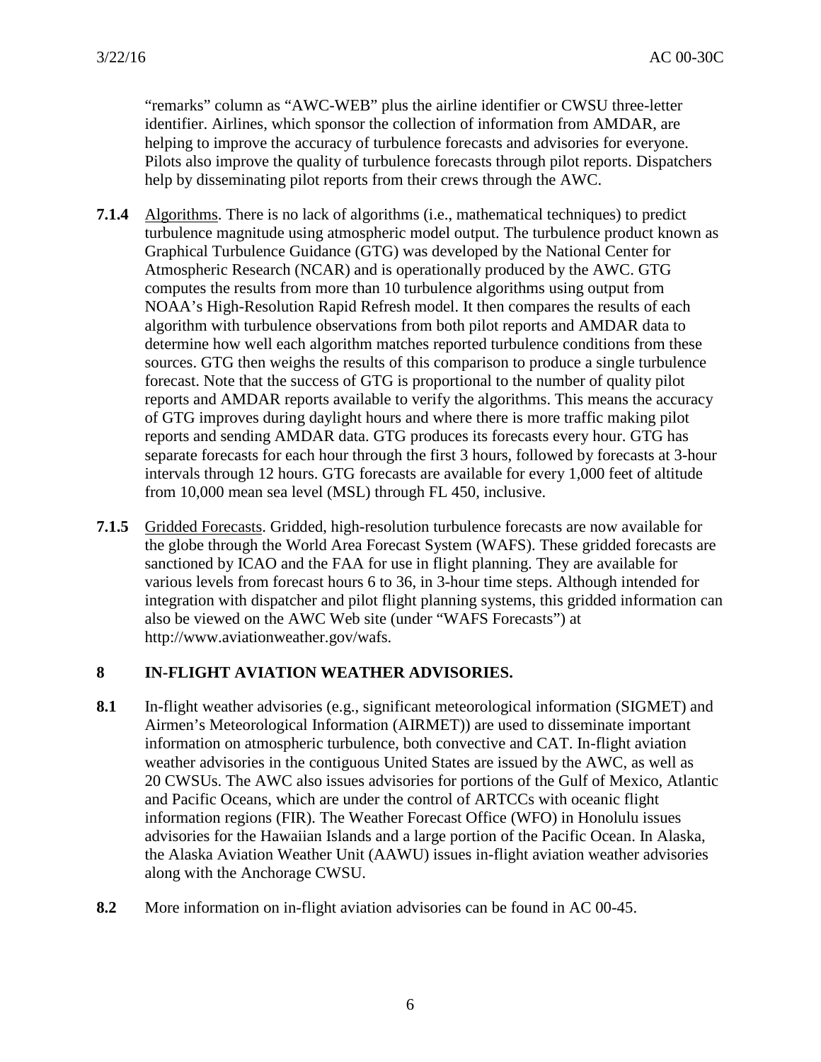"remarks" column as "AWC-WEB" plus the airline identifier or CWSU three-letter identifier. Airlines, which sponsor the collection of information from AMDAR, are helping to improve the accuracy of turbulence forecasts and advisories for everyone. Pilots also improve the quality of turbulence forecasts through pilot reports. Dispatchers help by disseminating pilot reports from their crews through the AWC.

**7.1.4** Algorithms. There is no lack of algorithms (i.e., mathematical techniques) to predict turbulence magnitude using atmospheric model output. The turbulence product known as Graphical Turbulence Guidance (GTG) was developed by the National Center for Atmospheric Research (NCAR) and is operationally produced by the AWC. GTG computes the results from more than 10 turbulence algorithms using output from NOAA's High-Resolution Rapid Refresh model. It then compares the results of each algorithm with turbulence observations from both pilot reports and AMDAR data to determine how well each algorithm matches reported turbulence conditions from these sources. GTG then weighs the results of this comparison to produce a single turbulence forecast. Note that the success of GTG is proportional to the number of quality pilot reports and AMDAR reports available to verify the algorithms. This means the accuracy of GTG improves during daylight hours and where there is more traffic making pilot reports and sending AMDAR data. GTG produces its forecasts every hour. GTG has separate forecasts for each hour through the first 3 hours, followed by forecasts at 3-hour intervals through 12 hours. GTG forecasts are available for every 1,000 feet of altitude from 10,000 mean sea level (MSL) through FL 450, inclusive.

**7.1.5** Gridded Forecasts. Gridded, high-resolution turbulence forecasts are now available for the globe through the World Area Forecast System (WAFS). These gridded forecasts are sanctioned by ICAO and the FAA for use in flight planning. They are available for various levels from forecast hours 6 to 36, in 3-hour time steps. Although intended for integration with dispatcher and pilot flight planning systems, this gridded information can also be viewed on the AWC Web site (under "WAFS Forecasts") at http://www.aviationweather.gov/wafs.

## 8 IN-FLIGHT AVIATION WEATHER ADVISORIES.

**8.1** In-flight weather advisories (e.g., significant meteorological information (SIGMET) and Airmen's Meteorological Information (AIRMET)) are used to disseminate important information on atmospheric turbulence, both convective and CAT. In-flight aviation weather advisories in the contiguous United States are issued by the AWC, as well as 20 CWSUs. The AWC also issues advisories for portions of the Gulf of Mexico, Atlantic and Pacific Oceans, which are under the control of ARTCCs with oceanic flight information regions (FIR). The Weather Forecast Office (WFO) in Honolulu issues advisories for the Hawaiian Islands and a large portion of the Pacific Ocean. In Alaska, the Alaska Aviation Weather Unit (AAWU) issues in-flight aviation weather advisories along with the Anchorage CWSU.

**8.2** More information on in-flight aviation advisories can be found in AC 00-45.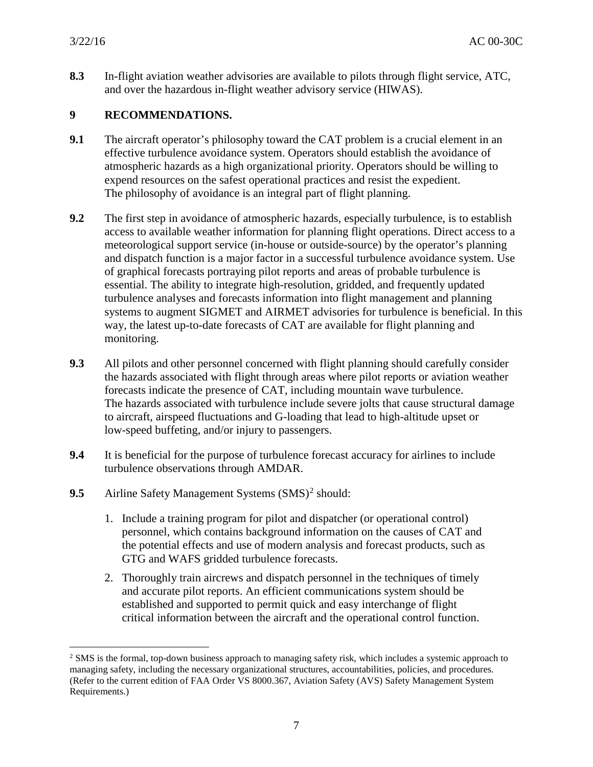**8.3** In-flight aviation weather advisories are available to pilots through flight service, ATC, and over the hazardous in-flight weather advisory service (HIWAS).

## 9 RECOMMENDATIONS.

**9.1** The aircraft operator's philosophy toward the CAT problem is a crucial element in an effective turbulence avoidance system. Operators should establish the avoidance of atmospheric hazards as a high organizational priority. Operators should be willing to expend resources on the safest operational practices and resist the expedient. The philosophy of avoidance is an integral part of flight planning.

**9.2** The first step in avoidance of atmospheric hazards, especially turbulence, is to establish access to available weather information for planning flight operations. Direct access to a meteorological support service (in-house or outside-source) by the operator's planning and dispatch function is a major factor in a successful turbulence avoidance system. Use of graphical forecasts portraying pilot reports and areas of probable turbulence is essential. The ability to integrate high-resolution, gridded, and frequently updated turbulence analyses and forecasts information into flight management and planning systems to augment SIGMET and AIRMET advisories for turbulence is beneficial. In this way, the latest up-to-date forecasts of CAT are available for flight planning and monitoring.

**9.3** All pilots and other personnel concerned with flight planning should carefully consider the hazards associated with flight through areas where pilot reports or aviation weather forecasts indicate the presence of CAT, including mountain wave turbulence. The hazards associated with turbulence include severe jolts that cause structural damage to aircraft, airspeed fluctuations and G-loading that lead to high-altitude upset or low-speed buffeting, and/or injury to passengers.

**9.4** It is beneficial for the purpose of turbulence forecast accuracy for airlines to include turbulence observations through AMDAR.

**9.5** Airline Safety Management Systems (SMS)[2] should:

1. Include a training program for pilot and dispatcher (or operational control) personnel, which contains background information on the causes of CAT and the potential effects and use of modern analysis and forecast products, such as GTG and WAFS gridded turbulence forecasts.
2. Thoroughly train aircrews and dispatch personnel in the techniques of timely and accurate pilot reports. An efficient communications system should be established and supported to permit quick and easy interchange of flight critical information between the aircraft and the operational control function.

[2] SMS is the formal, top-down business approach to managing safety risk, which includes a systemic approach to managing safety, including the necessary organizational structures, accountabilities, policies, and procedures. (Refer to the current edition of FAA Order VS 8000.367, Aviation Safety (AVS) Safety Management System Requirements.)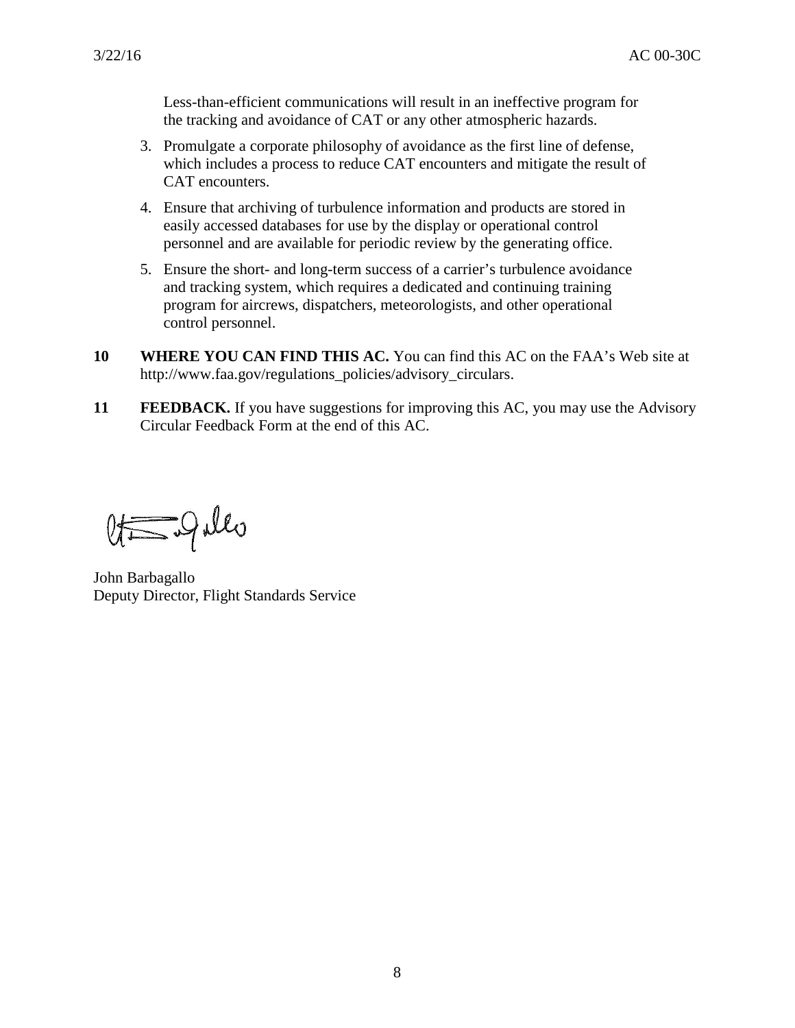Less-than-efficient communications will result in an ineffective program for the tracking and avoidance of CAT or any other atmospheric hazards.

3. Promulgate a corporate philosophy of avoidance as the first line of defense, which includes a process to reduce CAT encounters and mitigate the result of CAT encounters.
4. Ensure that archiving of turbulence information and products are stored in easily accessed databases for use by the display or operational control personnel and are available for periodic review by the generating office.
5. Ensure the short- and long-term success of a carrier's turbulence avoidance and tracking system, which requires a dedicated and continuing training program for aircrews, dispatchers, meteorologists, and other operational control personnel.

**10 WHERE YOU CAN FIND THIS AC.** You can find this AC on the FAA's Web site at http://www.faa.gov/regulations_policies/advisory_circulars.

**11 FEEDBACK.** If you have suggestions for improving this AC, you may use the Advisory Circular Feedback Form at the end of this AC.

John Barbagallo
Deputy Director, Flight Standards Service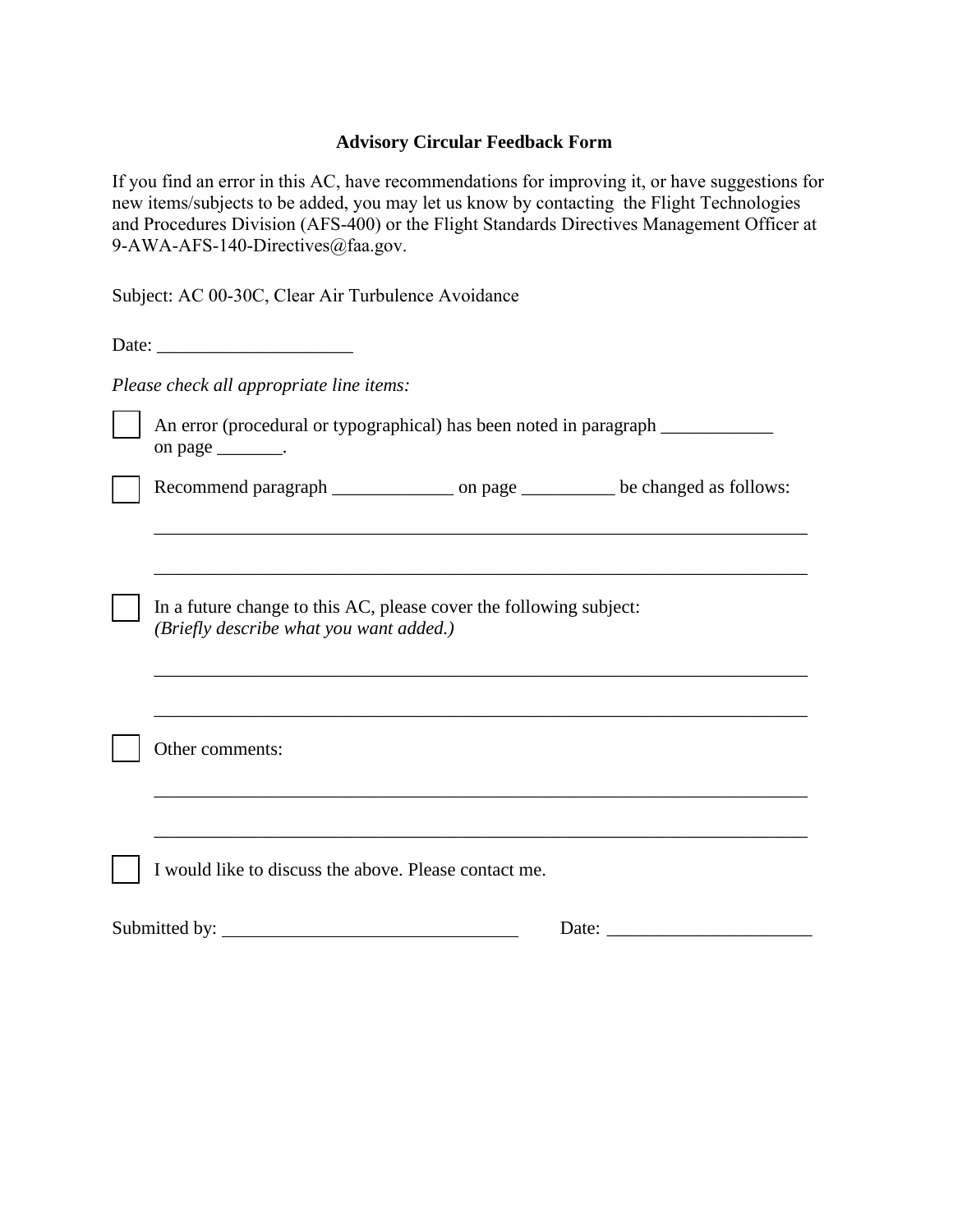## Advisory Circular Feedback Form

If you find an error in this AC, have recommendations for improving it, or have suggestions for new items/subjects to be added, you may let us know by contacting the Flight Technologies and Procedures Division (AFS-400) or the Flight Standards Directives Management Officer at 9-AWA-AFS-140-Directives@faa.gov.

Subject: AC 00-30C, Clear Air Turbulence Avoidance

Date: _____________________

*Please check all appropriate line items:*

☐ An error (procedural or typographical) has been noted in paragraph ____________ on page _______.

☐ Recommend paragraph _____________ on page __________ be changed as follows:

_________________________________________________________________________

_________________________________________________________________________

☐ In a future change to this AC, please cover the following subject:
*(Briefly describe what you want added.)*

_________________________________________________________________________

_________________________________________________________________________

☐ Other comments:

_________________________________________________________________________

_________________________________________________________________________

☐ I would like to discuss the above. Please contact me.

Submitted by: ________________________________ Date: ______________________